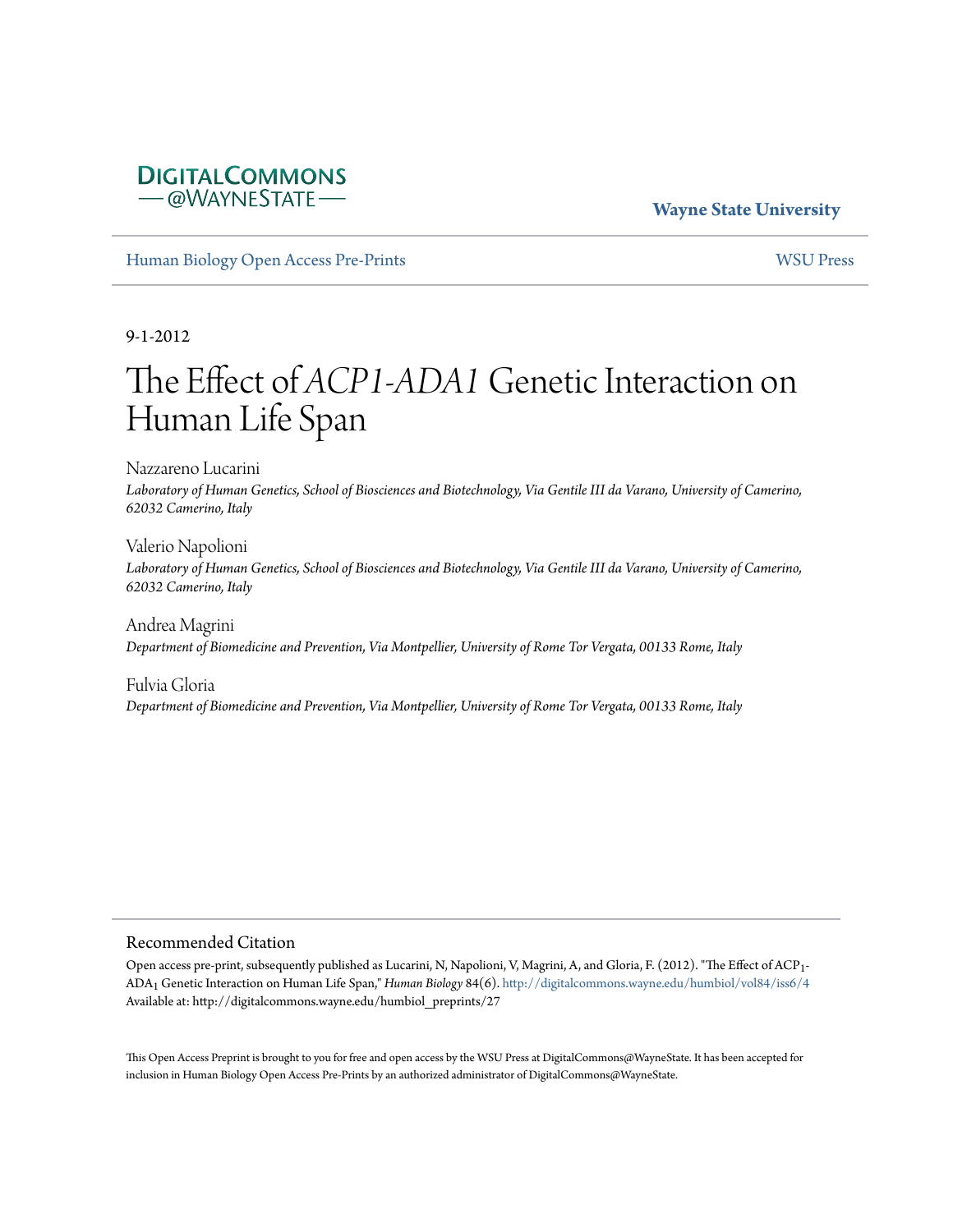DigitalCommons @WayneState

**Wayne State University**

Human Biology Open Access Pre-Prints | WSU Press

9-1-2012

# The Effect of *ACP1-ADA1* Genetic Interaction on Human Life Span

Nazzareno Lucarini
*Laboratory of Human Genetics, School of Biosciences and Biotechnology, Via Gentile III da Varano, University of Camerino, 62032 Camerino, Italy*

Valerio Napolioni
*Laboratory of Human Genetics, School of Biosciences and Biotechnology, Via Gentile III da Varano, University of Camerino, 62032 Camerino, Italy*

Andrea Magrini
*Department of Biomedicine and Prevention, Via Montpellier, University of Rome Tor Vergata, 00133 Rome, Italy*

Fulvia Gloria
*Department of Biomedicine and Prevention, Via Montpellier, University of Rome Tor Vergata, 00133 Rome, Italy*

## Recommended Citation

Open access pre-print, subsequently published as Lucarini, N, Napolioni, V, Magrini, A, and Gloria, F. (2012). "The Effect of $ACP_1$-$ADA_1$ Genetic Interaction on Human Life Span," *Human Biology* 84(6). http://digitalcommons.wayne.edu/humbiol/vol84/iss6/4
Available at: http://digitalcommons.wayne.edu/humbiol_preprints/27

This Open Access Preprint is brought to you for free and open access by the WSU Press at DigitalCommons@WayneState. It has been accepted for inclusion in Human Biology Open Access Pre-Prints by an authorized administrator of DigitalCommons@WayneState.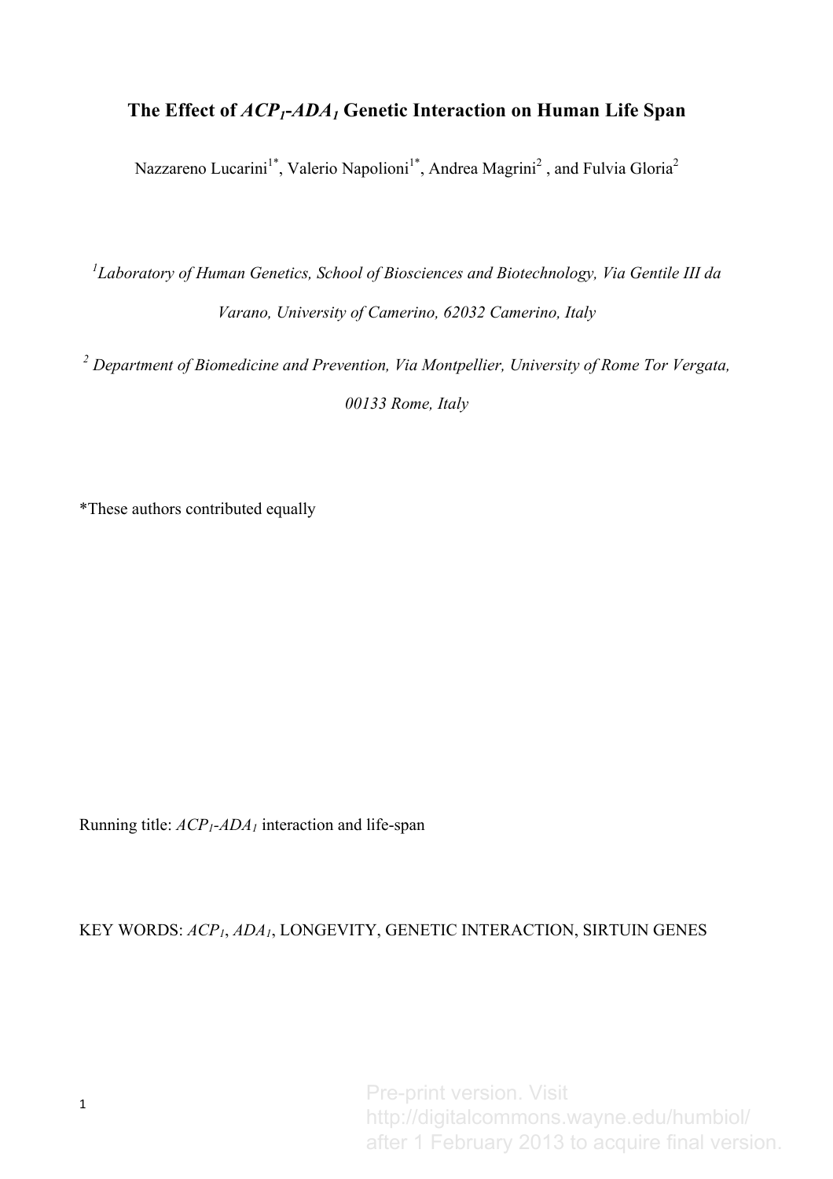# The Effect of $ACP_1$-$ADA_1$ Genetic Interaction on Human Life Span

Nazzareno Lucarini[1*], Valerio Napolioni[1*], Andrea Magrini[2] , and Fulvia Gloria[2]

[1]*Laboratory of Human Genetics, School of Biosciences and Biotechnology, Via Gentile III da Varano, University of Camerino, 62032 Camerino, Italy*

[2] *Department of Biomedicine and Prevention, Via Montpellier, University of Rome Tor Vergata, 00133 Rome, Italy*

*These authors contributed equally

Running title: $ACP_1$-$ADA_1$ interaction and life-span

KEY WORDS: $ACP_1$, $ADA_1$, LONGEVITY, GENETIC INTERACTION, SIRTUIN GENES

Pre-print version. Visit http://digitalcommons.wayne.edu/humbiol/ after 1 February 2013 to acquire final version.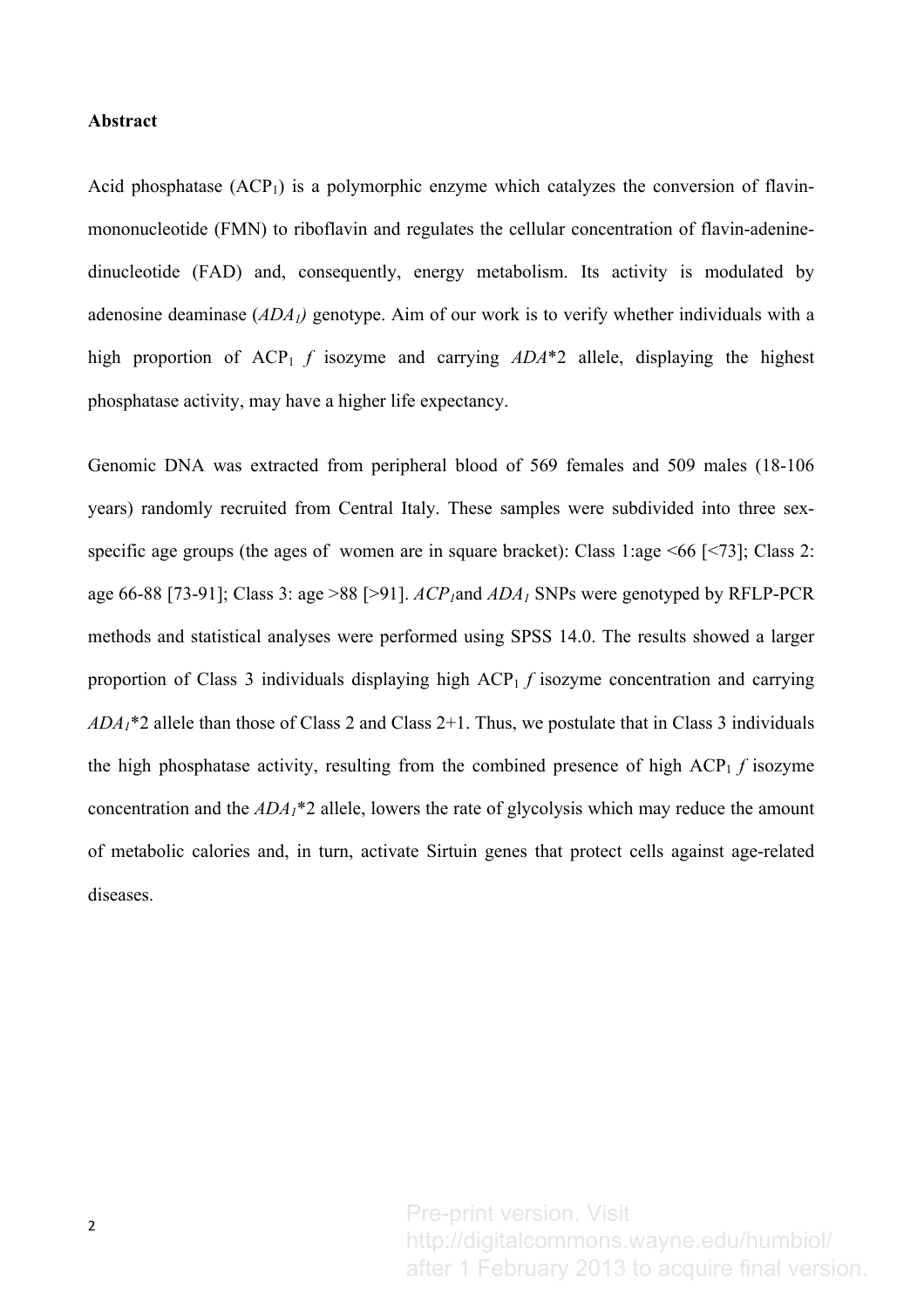**Abstract**

Acid phosphatase ($ACP_1$) is a polymorphic enzyme which catalyzes the conversion of flavin-mononucleotide (FMN) to riboflavin and regulates the cellular concentration of flavin-adenine-dinucleotide (FAD) and, consequently, energy metabolism. Its activity is modulated by adenosine deaminase (*$ADA_1$)* genotype. Aim of our work is to verify whether individuals with a high proportion of $ACP_1$ *f* isozyme and carrying *ADA*\*2 allele, displaying the highest phosphatase activity, may have a higher life expectancy.

Genomic DNA was extracted from peripheral blood of 569 females and 509 males (18-106 years) randomly recruited from Central Italy. These samples were subdivided into three sex-specific age groups (the ages of women are in square bracket): Class 1:age <66 [<73]; Class 2: age 66-88 [73-91]; Class 3: age >88 [>91]. *$ACP_1$*and *$ADA_1$* SNPs were genotyped by RFLP-PCR methods and statistical analyses were performed using SPSS 14.0. The results showed a larger proportion of Class 3 individuals displaying high $ACP_1$ *f* isozyme concentration and carrying *$ADA_1$*\*2 allele than those of Class 2 and Class 2+1. Thus, we postulate that in Class 3 individuals the high phosphatase activity, resulting from the combined presence of high $ACP_1$ *f* isozyme concentration and the *$ADA_1$*\*2 allele, lowers the rate of glycolysis which may reduce the amount of metabolic calories and, in turn, activate Sirtuin genes that protect cells against age-related diseases.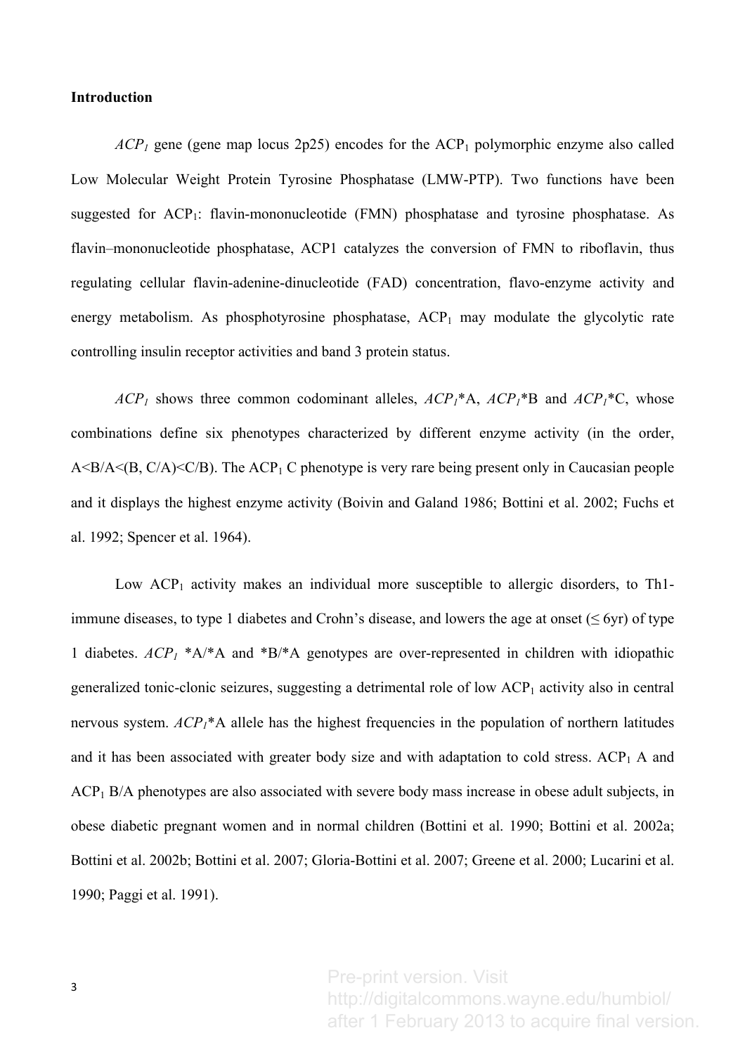**Introduction**

*$ACP_1$* gene (gene map locus 2p25) encodes for the $ACP_1$ polymorphic enzyme also called Low Molecular Weight Protein Tyrosine Phosphatase (LMW-PTP). Two functions have been suggested for $ACP_1$: flavin-mononucleotide (FMN) phosphatase and tyrosine phosphatase. As flavin–mononucleotide phosphatase, ACP1 catalyzes the conversion of FMN to riboflavin, thus regulating cellular flavin-adenine-dinucleotide (FAD) concentration, flavo-enzyme activity and energy metabolism. As phosphotyrosine phosphatase, $ACP_1$ may modulate the glycolytic rate controlling insulin receptor activities and band 3 protein status.

*$ACP_1$* shows three common codominant alleles, *$ACP_1$*\*A, *$ACP_1$*\*B and *$ACP_1$*\*C, whose combinations define six phenotypes characterized by different enzyme activity (in the order, A<B/A<(B, C/A)<C/B). The $ACP_1$ C phenotype is very rare being present only in Caucasian people and it displays the highest enzyme activity (Boivin and Galand 1986; Bottini et al. 2002; Fuchs et al. 1992; Spencer et al. 1964).

Low $ACP_1$ activity makes an individual more susceptible to allergic disorders, to Th1-immune diseases, to type 1 diabetes and Crohn's disease, and lowers the age at onset (≤ 6yr) of type 1 diabetes. *$ACP_1$* \*A/\*A and \*B/\*A genotypes are over-represented in children with idiopathic generalized tonic-clonic seizures, suggesting a detrimental role of low $ACP_1$ activity also in central nervous system. *$ACP_1$*\*A allele has the highest frequencies in the population of northern latitudes and it has been associated with greater body size and with adaptation to cold stress. $ACP_1$ A and $ACP_1$ B/A phenotypes are also associated with severe body mass increase in obese adult subjects, in obese diabetic pregnant women and in normal children (Bottini et al. 1990; Bottini et al. 2002a; Bottini et al. 2002b; Bottini et al. 2007; Gloria-Bottini et al. 2007; Greene et al. 2000; Lucarini et al. 1990; Paggi et al. 1991).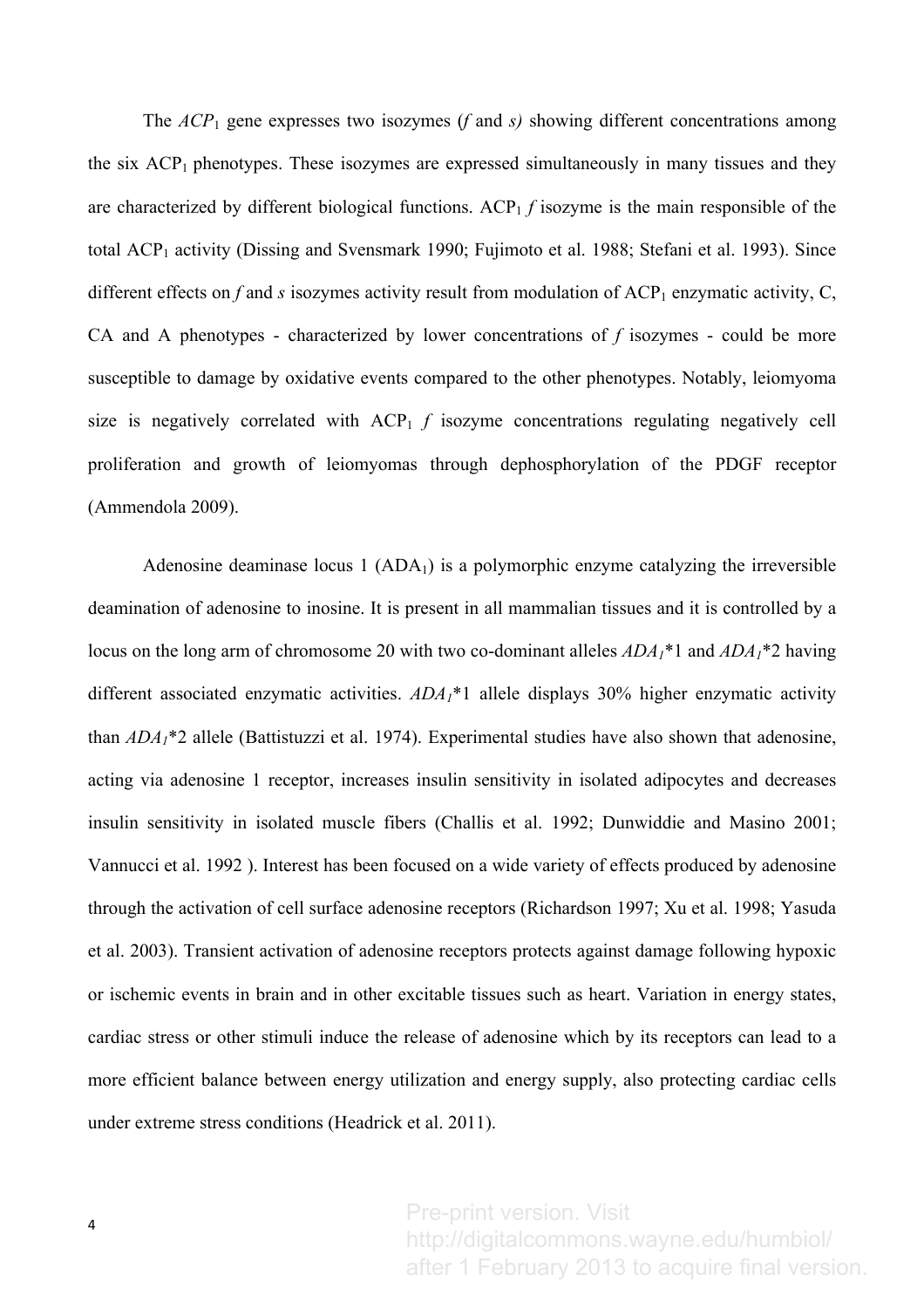The $ACP_1$ gene expresses two isozymes (*f* and *s)* showing different concentrations among the six $ACP_1$ phenotypes. These isozymes are expressed simultaneously in many tissues and they are characterized by different biological functions. $ACP_1$ *f* isozyme is the main responsible of the total $ACP_1$ activity (Dissing and Svensmark 1990; Fujimoto et al. 1988; Stefani et al. 1993). Since different effects on *f* and *s* isozymes activity result from modulation of $ACP_1$ enzymatic activity, C, CA and A phenotypes - characterized by lower concentrations of *f* isozymes - could be more susceptible to damage by oxidative events compared to the other phenotypes. Notably, leiomyoma size is negatively correlated with $ACP_1$ *f* isozyme concentrations regulating negatively cell proliferation and growth of leiomyomas through dephosphorylation of the PDGF receptor (Ammendola 2009).

Adenosine deaminase locus 1 ($ADA_1$) is a polymorphic enzyme catalyzing the irreversible deamination of adenosine to inosine. It is present in all mammalian tissues and it is controlled by a locus on the long arm of chromosome 20 with two co-dominant alleles $ADA_1$*1 and $ADA_1$*2 having different associated enzymatic activities. $ADA_1$*1 allele displays 30% higher enzymatic activity than $ADA_1$*2 allele (Battistuzzi et al. 1974). Experimental studies have also shown that adenosine, acting via adenosine 1 receptor, increases insulin sensitivity in isolated adipocytes and decreases insulin sensitivity in isolated muscle fibers (Challis et al. 1992; Dunwiddie and Masino 2001; Vannucci et al. 1992 ). Interest has been focused on a wide variety of effects produced by adenosine through the activation of cell surface adenosine receptors (Richardson 1997; Xu et al. 1998; Yasuda et al. 2003). Transient activation of adenosine receptors protects against damage following hypoxic or ischemic events in brain and in other excitable tissues such as heart. Variation in energy states, cardiac stress or other stimuli induce the release of adenosine which by its receptors can lead to a more efficient balance between energy utilization and energy supply, also protecting cardiac cells under extreme stress conditions (Headrick et al. 2011).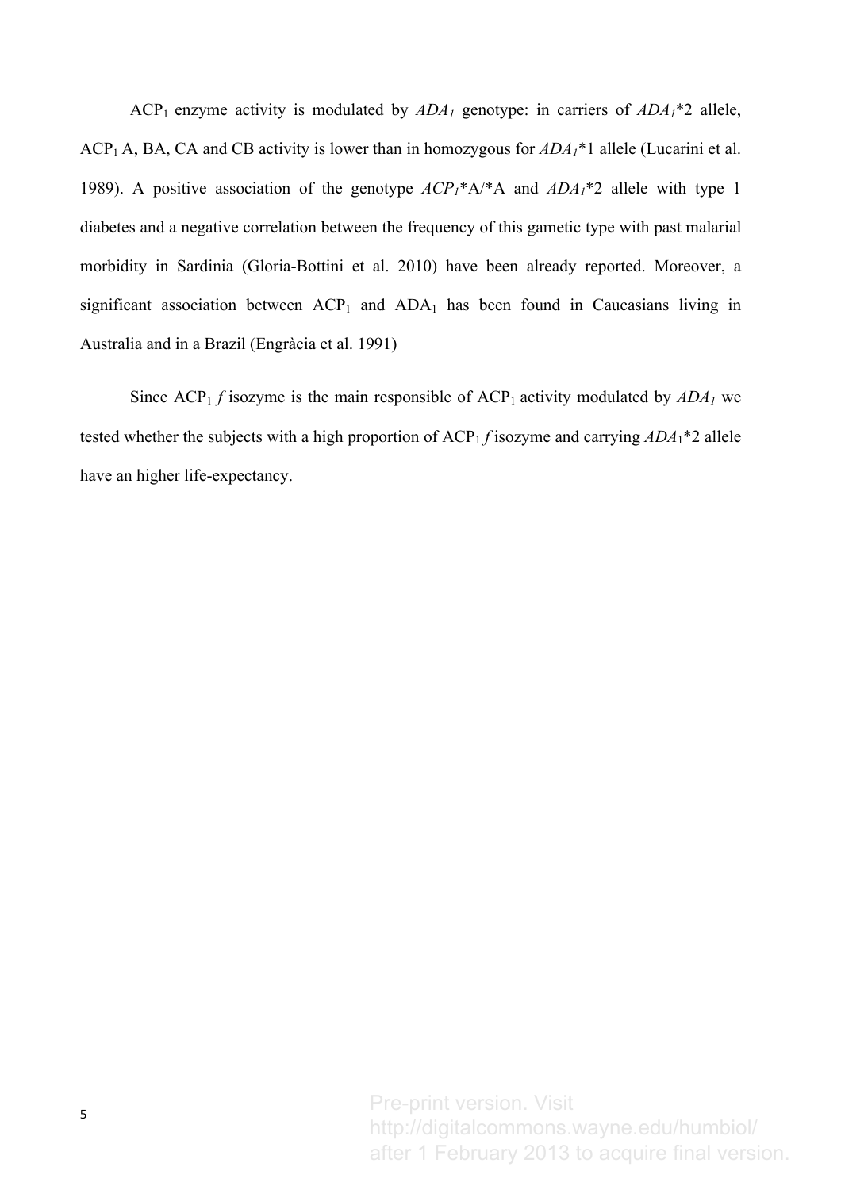ACP$_1$ enzyme activity is modulated by *ADA$_1$* genotype: in carriers of *ADA$_1$*\*2 allele, ACP$_1$ A, BA, CA and CB activity is lower than in homozygous for *ADA$_1$*\*1 allele (Lucarini et al. 1989). A positive association of the genotype *ACP$_1$*\*A/\*A and *ADA$_1$*\*2 allele with type 1 diabetes and a negative correlation between the frequency of this gametic type with past malarial morbidity in Sardinia (Gloria-Bottini et al. 2010) have been already reported. Moreover, a significant association between ACP$_1$ and ADA$_1$ has been found in Caucasians living in Australia and in a Brazil (Engràcia et al. 1991)

Since ACP$_1$ *f* isozyme is the main responsible of ACP$_1$ activity modulated by *ADA$_1$* we tested whether the subjects with a high proportion of ACP$_1$ *f* isozyme and carrying *ADA$_1$*\*2 allele have an higher life-expectancy.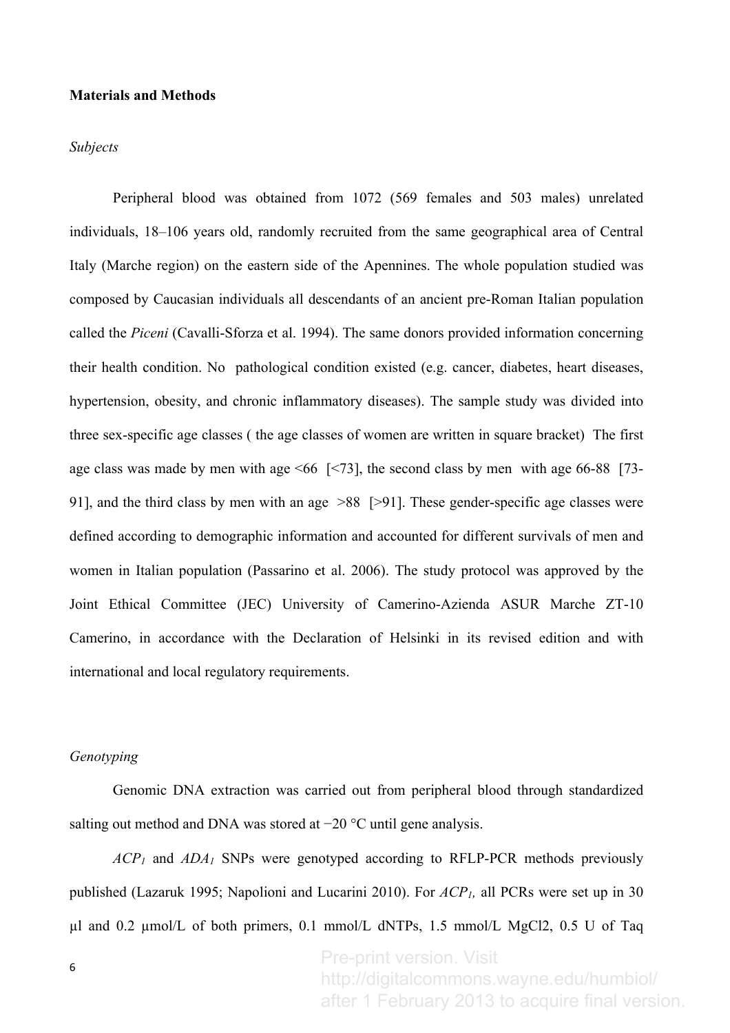**Materials and Methods**

*Subjects*

Peripheral blood was obtained from 1072 (569 females and 503 males) unrelated individuals, 18–106 years old, randomly recruited from the same geographical area of Central Italy (Marche region) on the eastern side of the Apennines. The whole population studied was composed by Caucasian individuals all descendants of an ancient pre-Roman Italian population called the *Piceni* (Cavalli-Sforza et al. 1994). The same donors provided information concerning their health condition. No pathological condition existed (e.g. cancer, diabetes, heart diseases, hypertension, obesity, and chronic inflammatory diseases). The sample study was divided into three sex-specific age classes ( the age classes of women are written in square bracket) The first age class was made by men with age <66 [<73], the second class by men with age 66-88 [73-91], and the third class by men with an age >88 [>91]. These gender-specific age classes were defined according to demographic information and accounted for different survivals of men and women in Italian population (Passarino et al. 2006). The study protocol was approved by the Joint Ethical Committee (JEC) University of Camerino-Azienda ASUR Marche ZT-10 Camerino, in accordance with the Declaration of Helsinki in its revised edition and with international and local regulatory requirements.

*Genotyping*

Genomic DNA extraction was carried out from peripheral blood through standardized salting out method and DNA was stored at −20 °C until gene analysis.

*$ACP_1$* and *$ADA_1$* SNPs were genotyped according to RFLP-PCR methods previously published (Lazaruk 1995; Napolioni and Lucarini 2010). For *$ACP_1$,* all PCRs were set up in 30 µl and 0.2 µmol/L of both primers, 0.1 mmol/L dNTPs, 1.5 mmol/L $MgCl_2$, 0.5 U of Taq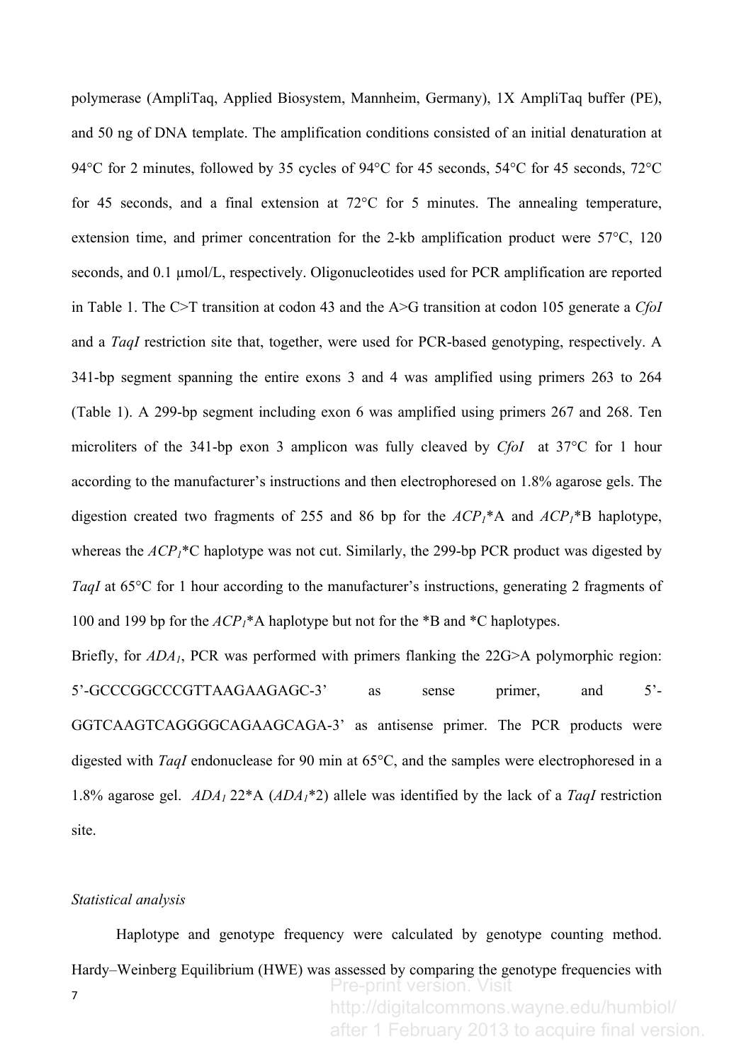polymerase (AmpliTaq, Applied Biosystem, Mannheim, Germany), 1X AmpliTaq buffer (PE), and 50 ng of DNA template. The amplification conditions consisted of an initial denaturation at 94°C for 2 minutes, followed by 35 cycles of 94°C for 45 seconds, 54°C for 45 seconds, 72°C for 45 seconds, and a final extension at 72°C for 5 minutes. The annealing temperature, extension time, and primer concentration for the 2-kb amplification product were 57°C, 120 seconds, and 0.1 µmol/L, respectively. Oligonucleotides used for PCR amplification are reported in Table 1. The C>T transition at codon 43 and the A>G transition at codon 105 generate a *CfoI* and a *TaqI* restriction site that, together, were used for PCR-based genotyping, respectively. A 341-bp segment spanning the entire exons 3 and 4 was amplified using primers 263 to 264 (Table 1). A 299-bp segment including exon 6 was amplified using primers 267 and 268. Ten microliters of the 341-bp exon 3 amplicon was fully cleaved by *CfoI* at 37°C for 1 hour according to the manufacturer's instructions and then electrophoresed on 1.8% agarose gels. The digestion created two fragments of 255 and 86 bp for the $ACP_1$*A and $ACP_1$*B haplotype, whereas the $ACP_1$*C haplotype was not cut. Similarly, the 299-bp PCR product was digested by *TaqI* at 65°C for 1 hour according to the manufacturer's instructions, generating 2 fragments of 100 and 199 bp for the $ACP_1$*A haplotype but not for the *B and *C haplotypes.

Briefly, for $ADA_1$, PCR was performed with primers flanking the 22G>A polymorphic region: 5'-GCCCGGCCCGTTAAGAAGAGC-3' as sense primer, and 5'-GGTCAAGTCAGGGGCAGAAGCAGA-3' as antisense primer. The PCR products were digested with *TaqI* endonuclease for 90 min at 65°C, and the samples were electrophoresed in a 1.8% agarose gel. $ADA_1$ 22*A ($ADA_1$*2) allele was identified by the lack of a *TaqI* restriction site.

*Statistical analysis*

Haplotype and genotype frequency were calculated by genotype counting method. Hardy–Weinberg Equilibrium (HWE) was assessed by comparing the genotype frequencies with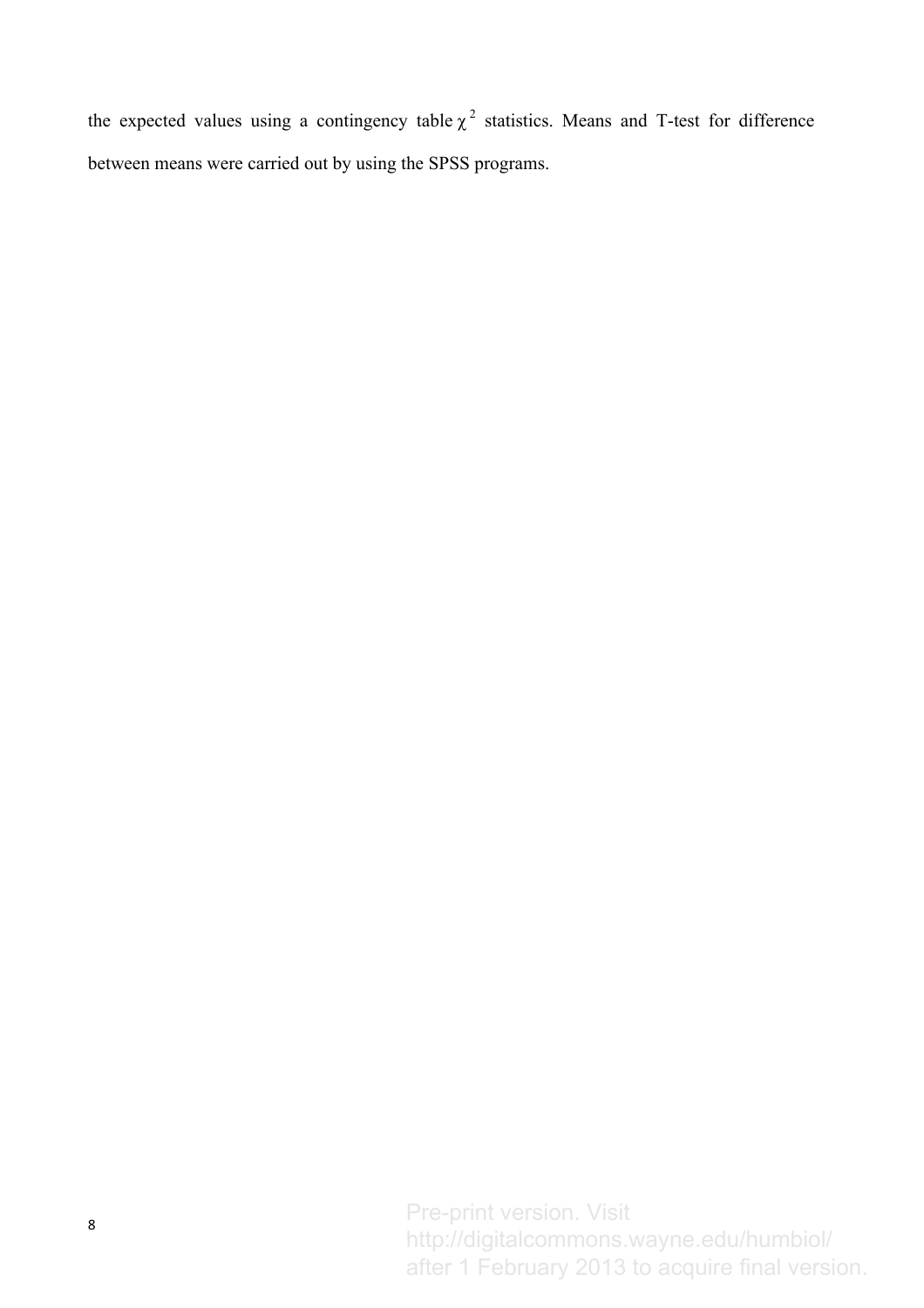the expected values using a contingency table $\chi^2$ statistics. Means and T-test for difference between means were carried out by using the SPSS programs.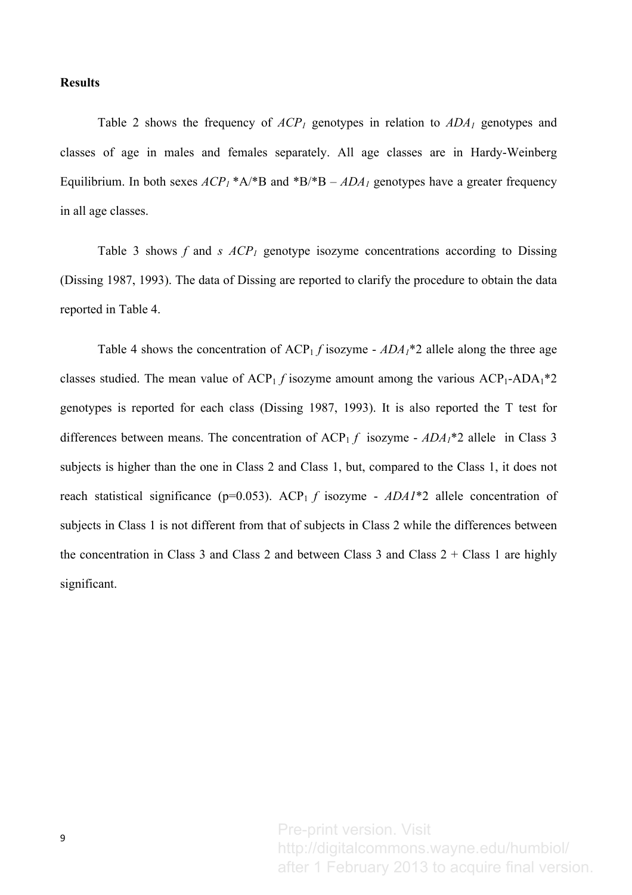**Results**

Table 2 shows the frequency of *$ACP_1$* genotypes in relation to *$ADA_1$* genotypes and classes of age in males and females separately. All age classes are in Hardy-Weinberg Equilibrium. In both sexes *$ACP_1$* *A/*B and *B/*B – *$ADA_1$* genotypes have a greater frequency in all age classes.

Table 3 shows *f* and *s* *$ACP_1$* genotype isozyme concentrations according to Dissing (Dissing 1987, 1993). The data of Dissing are reported to clarify the procedure to obtain the data reported in Table 4.

Table 4 shows the concentration of $ACP_1$ *f* isozyme - *$ADA_1$**2 allele along the three age classes studied. The mean value of $ACP_1$ *f* isozyme amount among the various $ACP_1$-$ADA_1$*2 genotypes is reported for each class (Dissing 1987, 1993). It is also reported the T test for differences between means. The concentration of $ACP_1$ *f* isozyme - *$ADA_1$**2 allele in Class 3 subjects is higher than the one in Class 2 and Class 1, but, compared to the Class 1, it does not reach statistical significance ($p=0.053$). $ACP_1$ *f* isozyme - *ADA1**2 allele concentration of subjects in Class 1 is not different from that of subjects in Class 2 while the differences between the concentration in Class 3 and Class 2 and between Class 3 and Class 2 + Class 1 are highly significant.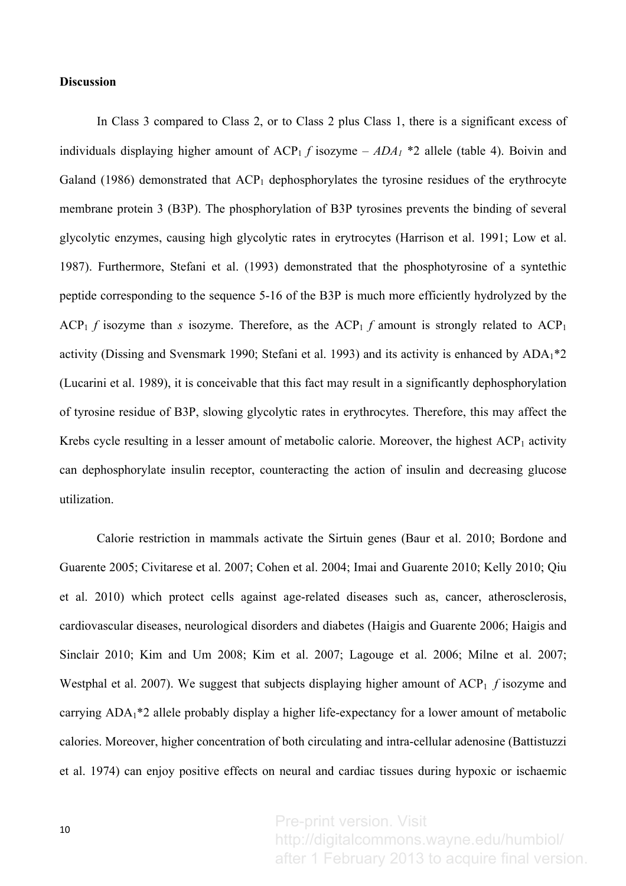**Discussion**

In Class 3 compared to Class 2, or to Class 2 plus Class 1, there is a significant excess of individuals displaying higher amount of $ACP_1$ *f* isozyme – *$ADA_1$* *2 allele (table 4). Boivin and Galand (1986) demonstrated that $ACP_1$ dephosphorylates the tyrosine residues of the erythrocyte membrane protein 3 (B3P). The phosphorylation of B3P tyrosines prevents the binding of several glycolytic enzymes, causing high glycolytic rates in erytrocytes (Harrison et al. 1991; Low et al. 1987). Furthermore, Stefani et al. (1993) demonstrated that the phosphotyrosine of a syntethic peptide corresponding to the sequence 5-16 of the B3P is much more efficiently hydrolyzed by the $ACP_1$ *f* isozyme than *s* isozyme. Therefore, as the $ACP_1$ *f* amount is strongly related to $ACP_1$ activity (Dissing and Svensmark 1990; Stefani et al. 1993) and its activity is enhanced by $ADA_1$*2 (Lucarini et al. 1989), it is conceivable that this fact may result in a significantly dephosphorylation of tyrosine residue of B3P, slowing glycolytic rates in erythrocytes. Therefore, this may affect the Krebs cycle resulting in a lesser amount of metabolic calorie. Moreover, the highest $ACP_1$ activity can dephosphorylate insulin receptor, counteracting the action of insulin and decreasing glucose utilization.

Calorie restriction in mammals activate the Sirtuin genes (Baur et al. 2010; Bordone and Guarente 2005; Civitarese et al. 2007; Cohen et al. 2004; Imai and Guarente 2010; Kelly 2010; Qiu et al. 2010) which protect cells against age-related diseases such as, cancer, atherosclerosis, cardiovascular diseases, neurological disorders and diabetes (Haigis and Guarente 2006; Haigis and Sinclair 2010; Kim and Um 2008; Kim et al. 2007; Lagouge et al. 2006; Milne et al. 2007; Westphal et al. 2007). We suggest that subjects displaying higher amount of $ACP_1$ *f* isozyme and carrying $ADA_1$*2 allele probably display a higher life-expectancy for a lower amount of metabolic calories. Moreover, higher concentration of both circulating and intra-cellular adenosine (Battistuzzi et al. 1974) can enjoy positive effects on neural and cardiac tissues during hypoxic or ischaemic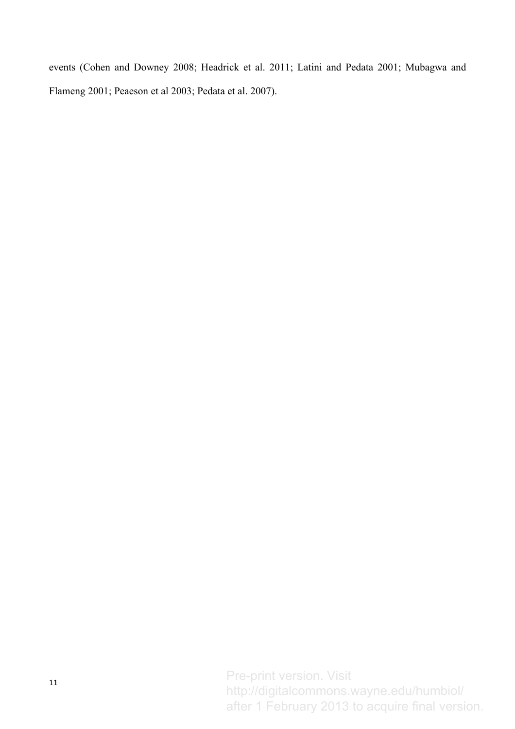events (Cohen and Downey 2008; Headrick et al. 2011; Latini and Pedata 2001; Mubagwa and Flameng 2001; Peaeson et al 2003; Pedata et al. 2007).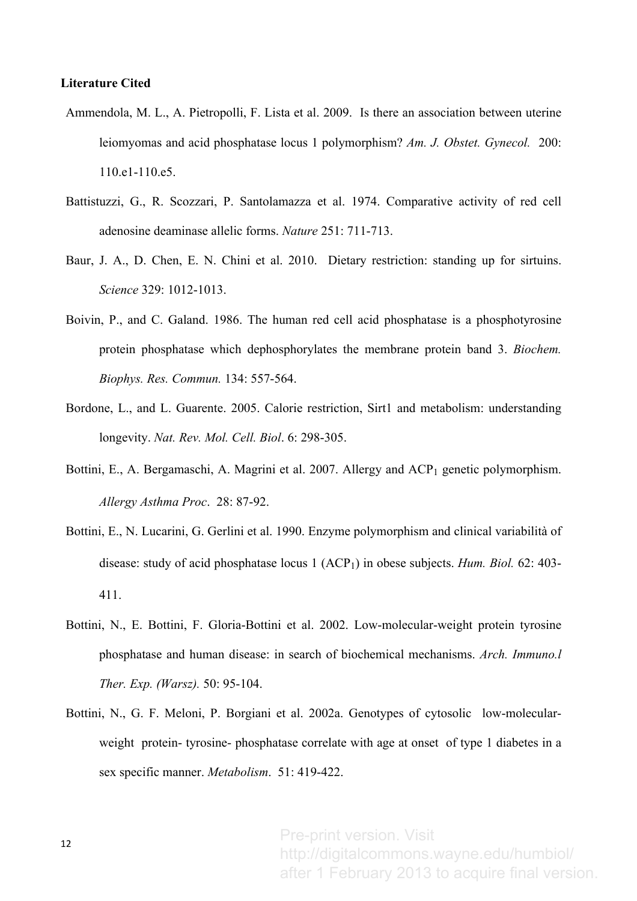**Literature Cited**

Ammendola, M. L., A. Pietropolli, F. Lista et al. 2009. Is there an association between uterine leiomyomas and acid phosphatase locus 1 polymorphism? *Am. J. Obstet. Gynecol.* 200: 110.e1-110.e5.

Battistuzzi, G., R. Scozzari, P. Santolamazza et al. 1974. Comparative activity of red cell adenosine deaminase allelic forms. *Nature* 251: 711-713.

Baur, J. A., D. Chen, E. N. Chini et al. 2010. Dietary restriction: standing up for sirtuins. *Science* 329: 1012-1013.

Boivin, P., and C. Galand. 1986. The human red cell acid phosphatase is a phosphotyrosine protein phosphatase which dephosphorylates the membrane protein band 3. *Biochem. Biophys. Res. Commun.* 134: 557-564.

Bordone, L., and L. Guarente. 2005. Calorie restriction, Sirt1 and metabolism: understanding longevity. *Nat. Rev. Mol. Cell. Biol*. 6: 298-305.

Bottini, E., A. Bergamaschi, A. Magrini et al. 2007. Allergy and $ACP_1$ genetic polymorphism. *Allergy Asthma Proc*. 28: 87-92.

Bottini, E., N. Lucarini, G. Gerlini et al. 1990. Enzyme polymorphism and clinical variabilità of disease: study of acid phosphatase locus 1 ($ACP_1$) in obese subjects. *Hum. Biol.* 62: 403-411.

Bottini, N., E. Bottini, F. Gloria-Bottini et al. 2002. Low-molecular-weight protein tyrosine phosphatase and human disease: in search of biochemical mechanisms. *Arch. Immuno.l Ther. Exp. (Warsz).* 50: 95-104.

Bottini, N., G. F. Meloni, P. Borgiani et al. 2002a. Genotypes of cytosolic low-molecular-weight protein- tyrosine- phosphatase correlate with age at onset of type 1 diabetes in a sex specific manner. *Metabolism*. 51: 419-422.

Pre-print version. Visit http://digitalcommons.wayne.edu/humbiol/ after 1 February 2013 to acquire final version.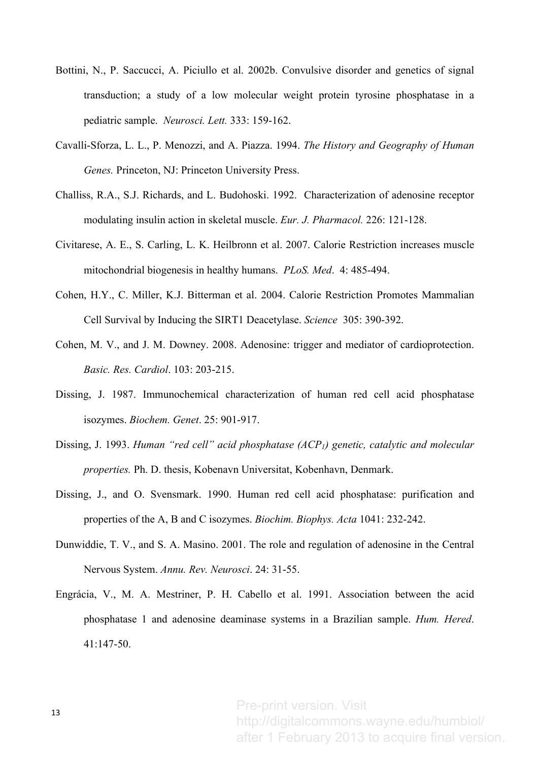Bottini, N., P. Saccucci, A. Piciullo et al. 2002b. Convulsive disorder and genetics of signal transduction; a study of a low molecular weight protein tyrosine phosphatase in a pediatric sample. *Neurosci. Lett.* 333: 159-162.

Cavalli-Sforza, L. L., P. Menozzi, and A. Piazza. 1994. *The History and Geography of Human Genes.* Princeton, NJ: Princeton University Press.

Challiss, R.A., S.J. Richards, and L. Budohoski. 1992. Characterization of adenosine receptor modulating insulin action in skeletal muscle. *Eur. J. Pharmacol.* 226: 121-128.

Civitarese, A. E., S. Carling, L. K. Heilbronn et al. 2007. Calorie Restriction increases muscle mitochondrial biogenesis in healthy humans. *PLoS. Med*. 4: 485-494.

Cohen, H.Y., C. Miller, K.J. Bitterman et al. 2004. Calorie Restriction Promotes Mammalian Cell Survival by Inducing the SIRT1 Deacetylase. *Science* 305: 390-392.

Cohen, M. V., and J. M. Downey. 2008. Adenosine: trigger and mediator of cardioprotection. *Basic. Res. Cardiol*. 103: 203-215.

Dissing, J. 1987. Immunochemical characterization of human red cell acid phosphatase isozymes. *Biochem. Genet*. 25: 901-917.

Dissing, J. 1993. *Human "red cell" acid phosphatase ($ACP_1$) genetic, catalytic and molecular properties.* Ph. D. thesis, Kobenavn Universitat, Kobenhavn, Denmark.

Dissing, J., and O. Svensmark. 1990. Human red cell acid phosphatase: purification and properties of the A, B and C isozymes. *Biochim. Biophys. Acta* 1041: 232-242.

Dunwiddie, T. V., and S. A. Masino. 2001. The role and regulation of adenosine in the Central Nervous System. *Annu. Rev. Neurosci*. 24: 31-55.

Engrácia, V., M. A. Mestriner, P. H. Cabello et al. 1991. Association between the acid phosphatase 1 and adenosine deaminase systems in a Brazilian sample. *Hum. Hered*. 41:147-50.

Pre-print version. Visit http://digitalcommons.wayne.edu/humbiol/ after 1 February 2013 to acquire final version.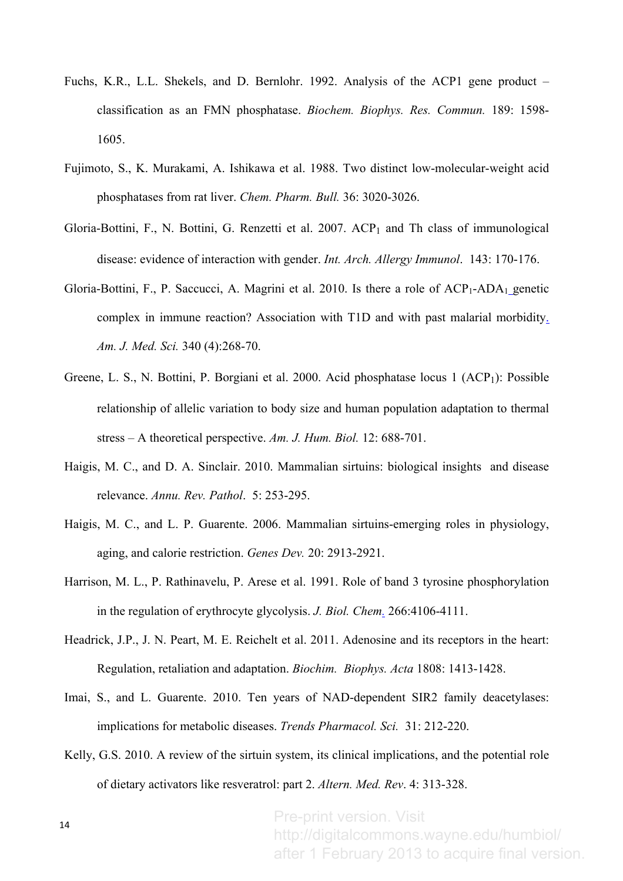Fuchs, K.R., L.L. Shekels, and D. Bernlohr. 1992. Analysis of the ACP1 gene product – classification as an FMN phosphatase. *Biochem. Biophys. Res. Commun.* 189: 1598-1605.

Fujimoto, S., K. Murakami, A. Ishikawa et al. 1988. Two distinct low-molecular-weight acid phosphatases from rat liver. *Chem. Pharm. Bull.* 36: 3020-3026.

Gloria-Bottini, F., N. Bottini, G. Renzetti et al. 2007. $ACP_1$ and Th class of immunological disease: evidence of interaction with gender. *Int. Arch. Allergy Immunol*. 143: 170-176.

Gloria-Bottini, F., P. Saccucci, A. Magrini et al. 2010. Is there a role of $ACP_1$-$ADA_1$ genetic complex in immune reaction? Association with T1D and with past malarial morbidity. *Am. J. Med. Sci.* 340 (4):268-70.

Greene, L. S., N. Bottini, P. Borgiani et al. 2000. Acid phosphatase locus 1 ($ACP_1$): Possible relationship of allelic variation to body size and human population adaptation to thermal stress – A theoretical perspective. *Am. J. Hum. Biol.* 12: 688-701.

Haigis, M. C., and D. A. Sinclair. 2010. Mammalian sirtuins: biological insights and disease relevance. *Annu. Rev. Pathol*. 5: 253-295.

Haigis, M. C., and L. P. Guarente. 2006. Mammalian sirtuins-emerging roles in physiology, aging, and calorie restriction. *Genes Dev.* 20: 2913-2921.

Harrison, M. L., P. Rathinavelu, P. Arese et al. 1991. Role of band 3 tyrosine phosphorylation in the regulation of erythrocyte glycolysis. *J. Biol. Chem*. 266:4106-4111.

Headrick, J.P., J. N. Peart, M. E. Reichelt et al. 2011. Adenosine and its receptors in the heart: Regulation, retaliation and adaptation. *Biochim. Biophys. Acta* 1808: 1413-1428.

Imai, S., and L. Guarente. 2010. Ten years of NAD-dependent SIR2 family deacetylases: implications for metabolic diseases. *Trends Pharmacol. Sci.* 31: 212-220.

Kelly, G.S. 2010. A review of the sirtuin system, its clinical implications, and the potential role of dietary activators like resveratrol: part 2. *Altern. Med. Rev*. 4: 313-328.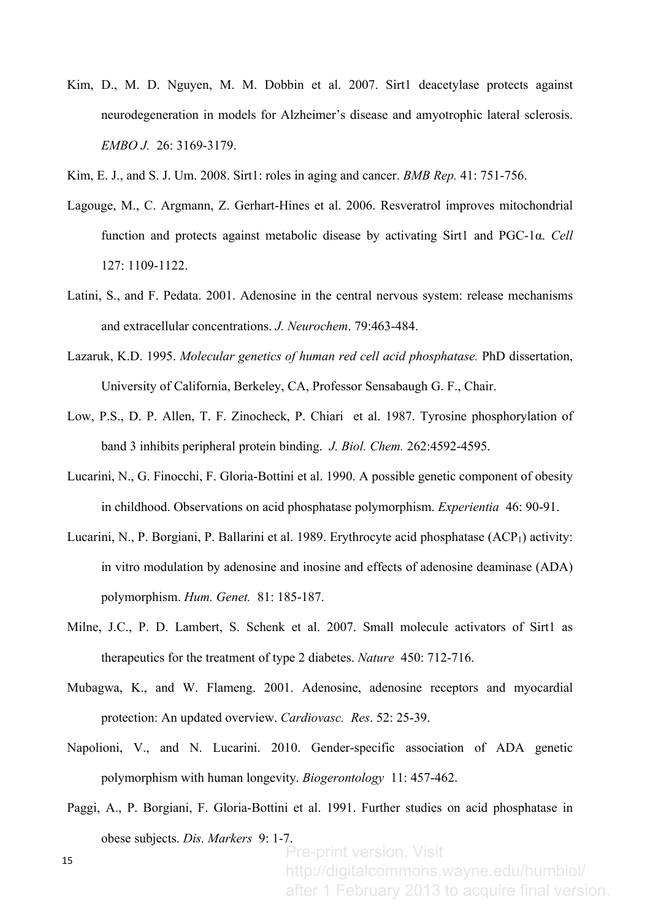Kim, D., M. D. Nguyen, M. M. Dobbin et al. 2007. Sirt1 deacetylase protects against neurodegeneration in models for Alzheimer's disease and amyotrophic lateral sclerosis. *EMBO J.* 26: 3169-3179.

Kim, E. J., and S. J. Um. 2008. Sirt1: roles in aging and cancer. *BMB Rep.* 41: 751-756.

Lagouge, M., C. Argmann, Z. Gerhart-Hines et al. 2006. Resveratrol improves mitochondrial function and protects against metabolic disease by activating Sirt1 and PGC-1α. *Cell* 127: 1109-1122.

Latini, S., and F. Pedata. 2001. Adenosine in the central nervous system: release mechanisms and extracellular concentrations. *J. Neurochem*. 79:463-484.

Lazaruk, K.D. 1995. *Molecular genetics of human red cell acid phosphatase.* PhD dissertation, University of California, Berkeley, CA, Professor Sensabaugh G. F., Chair.

Low, P.S., D. P. Allen, T. F. Zinocheck, P. Chiari et al. 1987. Tyrosine phosphorylation of band 3 inhibits peripheral protein binding. *J. Biol. Chem.* 262:4592-4595.

Lucarini, N., G. Finocchi, F. Gloria-Bottini et al. 1990. A possible genetic component of obesity in childhood. Observations on acid phosphatase polymorphism. *Experientia* 46: 90-91.

Lucarini, N., P. Borgiani, P. Ballarini et al. 1989. Erythrocyte acid phosphatase ($ACP_1$) activity: in vitro modulation by adenosine and inosine and effects of adenosine deaminase (ADA) polymorphism. *Hum. Genet.* 81: 185-187.

Milne, J.C., P. D. Lambert, S. Schenk et al. 2007. Small molecule activators of Sirt1 as therapeutics for the treatment of type 2 diabetes. *Nature* 450: 712-716.

Mubagwa, K., and W. Flameng. 2001. Adenosine, adenosine receptors and myocardial protection: An updated overview. *Cardiovasc. Res*. 52: 25-39.

Napolioni, V., and N. Lucarini. 2010. Gender-specific association of ADA genetic polymorphism with human longevity. *Biogerontology* 11: 457-462.

Paggi, A., P. Borgiani, F. Gloria-Bottini et al. 1991. Further studies on acid phosphatase in obese subjects. *Dis. Markers* 9: 1-7.

Pre-print version. Visit http://digitalcommons.wayne.edu/humbiol/ after 1 February 2013 to acquire final version.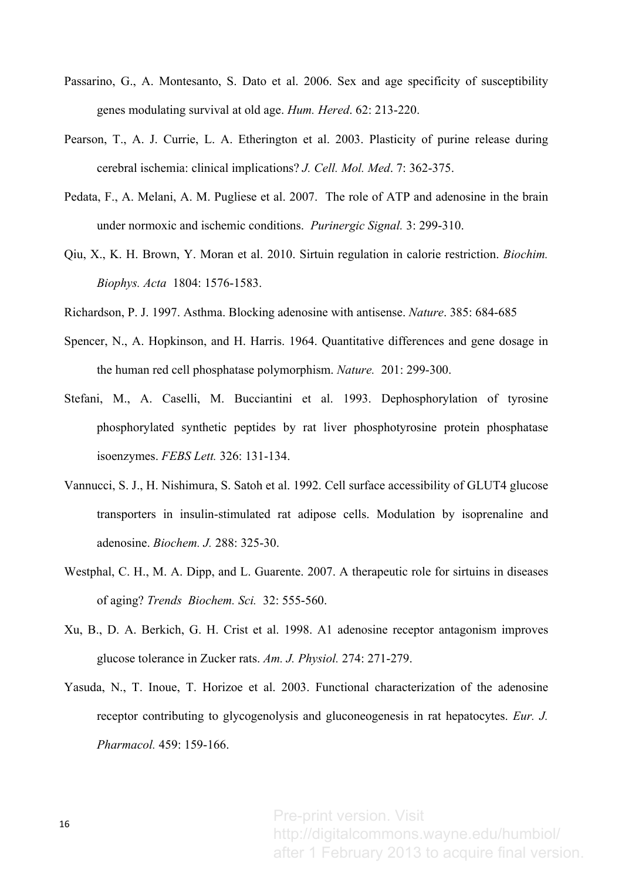Passarino, G., A. Montesanto, S. Dato et al. 2006. Sex and age specificity of susceptibility genes modulating survival at old age. *Hum. Hered*. 62: 213-220.

Pearson, T., A. J. Currie, L. A. Etherington et al. 2003. Plasticity of purine release during cerebral ischemia: clinical implications? *J. Cell. Mol. Med*. 7: 362-375.

Pedata, F., A. Melani, A. M. Pugliese et al. 2007. The role of ATP and adenosine in the brain under normoxic and ischemic conditions. *Purinergic Signal.* 3: 299-310.

Qiu, X., K. H. Brown, Y. Moran et al. 2010. Sirtuin regulation in calorie restriction. *Biochim. Biophys. Acta* 1804: 1576-1583.

Richardson, P. J. 1997. Asthma. Blocking adenosine with antisense. *Nature*. 385: 684-685

Spencer, N., A. Hopkinson, and H. Harris. 1964. Quantitative differences and gene dosage in the human red cell phosphatase polymorphism. *Nature.* 201: 299-300.

Stefani, M., A. Caselli, M. Bucciantini et al. 1993. Dephosphorylation of tyrosine phosphorylated synthetic peptides by rat liver phosphotyrosine protein phosphatase isoenzymes. *FEBS Lett.* 326: 131-134.

Vannucci, S. J., H. Nishimura, S. Satoh et al. 1992. Cell surface accessibility of GLUT4 glucose transporters in insulin-stimulated rat adipose cells. Modulation by isoprenaline and adenosine. *Biochem. J.* 288: 325-30.

Westphal, C. H., M. A. Dipp, and L. Guarente. 2007. A therapeutic role for sirtuins in diseases of aging? *Trends Biochem. Sci.* 32: 555-560.

Xu, B., D. A. Berkich, G. H. Crist et al. 1998. A1 adenosine receptor antagonism improves glucose tolerance in Zucker rats. *Am. J. Physiol.* 274: 271-279.

Yasuda, N., T. Inoue, T. Horizoe et al. 2003. Functional characterization of the adenosine receptor contributing to glycogenolysis and gluconeogenesis in rat hepatocytes. *Eur. J. Pharmacol.* 459: 159-166.

Pre-print version. Visit http://digitalcommons.wayne.edu/humbiol/ after 1 February 2013 to acquire final version.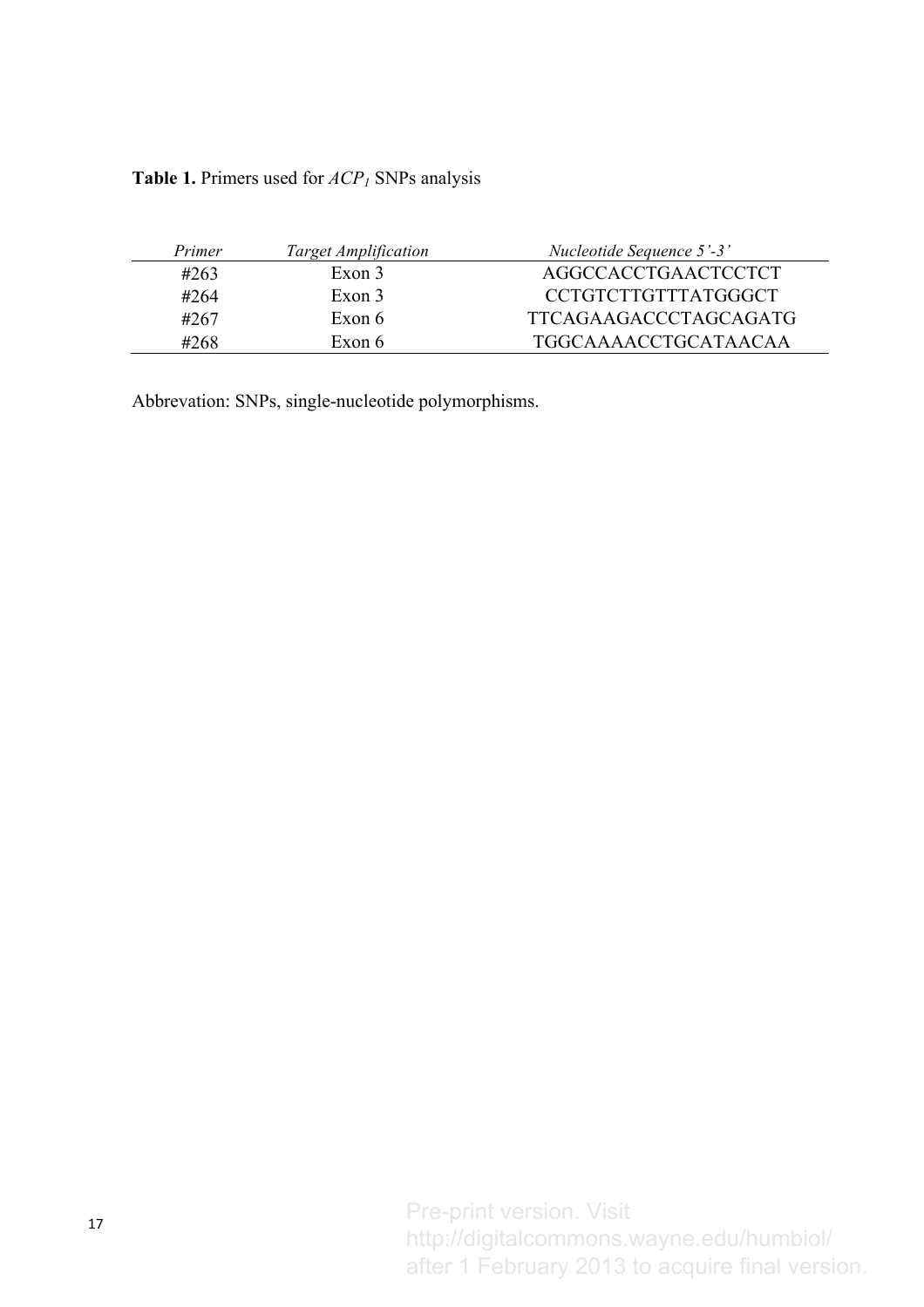**Table 1.** Primers used for $ACP_1$ SNPs analysis

| *Primer* | *Target Amplification* | *Nucleotide Sequence 5'-3'* |
|---|---|---|
| #263 | Exon 3 | AGGCCACCTGAACTCCTCT |
| #264 | Exon 3 | CCTGTCTTGTTTATGGGCT |
| #267 | Exon 6 | TTCAGAAGACCCTAGCAGATG |
| #268 | Exon 6 | TGGCAAAACCTGCATAACAA |

Abbrevation: SNPs, single-nucleotide polymorphisms.

Pre-print version. Visit http://digitalcommons.wayne.edu/humbiol/ after 1 February 2013 to acquire final version.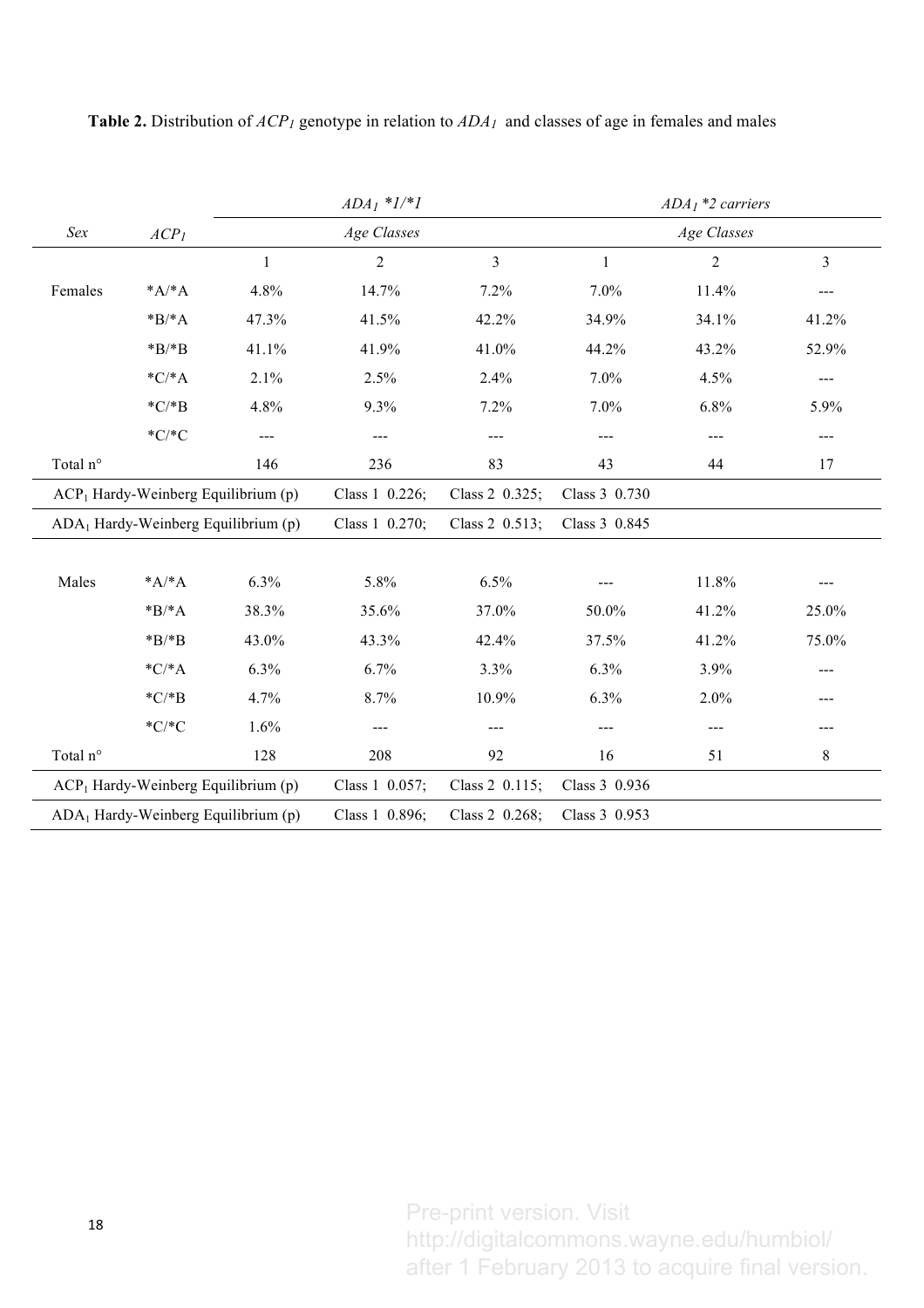**Table 2.** Distribution of $ACP_1$ genotype in relation to $ADA_1$ and classes of age in females and males

| | | $ADA_1$ *1/*1 | | | $ADA_1$ *2 carriers | | |
|---|---|---|---|---|---|---|---|
| *Sex* | $ACP_1$ | *Age Classes* | | | *Age Classes* | | |
| | | 1 | 2 | 3 | 1 | 2 | 3 |
| Females | *A/*A | 4.8% | 14.7% | 7.2% | 7.0% | 11.4% | --- |
| | *B/*A | 47.3% | 41.5% | 42.2% | 34.9% | 34.1% | 41.2% |
| | *B/*B | 41.1% | 41.9% | 41.0% | 44.2% | 43.2% | 52.9% |
| | *C/*A | 2.1% | 2.5% | 2.4% | 7.0% | 4.5% | --- |
| | *C/*B | 4.8% | 9.3% | 7.2% | 7.0% | 6.8% | 5.9% |
| | *C/*C | --- | --- | --- | --- | --- | --- |
| Total n° | | 146 | 236 | 83 | 43 | 44 | 17 |
| $ACP_1$ Hardy-Weinberg Equilibrium (p) | | Class 1 0.226; | Class 2 0.325; | Class 3 0.730 | | | |
| $ADA_1$ Hardy-Weinberg Equilibrium (p) | | Class 1 0.270; | Class 2 0.513; | Class 3 0.845 | | | |
| Males | *A/*A | 6.3% | 5.8% | 6.5% | --- | 11.8% | --- |
| | *B/*A | 38.3% | 35.6% | 37.0% | 50.0% | 41.2% | 25.0% |
| | *B/*B | 43.0% | 43.3% | 42.4% | 37.5% | 41.2% | 75.0% |
| | *C/*A | 6.3% | 6.7% | 3.3% | 6.3% | 3.9% | --- |
| | *C/*B | 4.7% | 8.7% | 10.9% | 6.3% | 2.0% | --- |
| | *C/*C | 1.6% | --- | --- | --- | --- | --- |
| Total n° | | 128 | 208 | 92 | 16 | 51 | 8 |
| $ACP_1$ Hardy-Weinberg Equilibrium (p) | | Class 1 0.057; | Class 2 0.115; | Class 3 0.936 | | | |
| $ADA_1$ Hardy-Weinberg Equilibrium (p) | | Class 1 0.896; | Class 2 0.268; | Class 3 0.953 | | | |

Pre-print version. Visit http://digitalcommons.wayne.edu/humbiol/ after 1 February 2013 to acquire final version.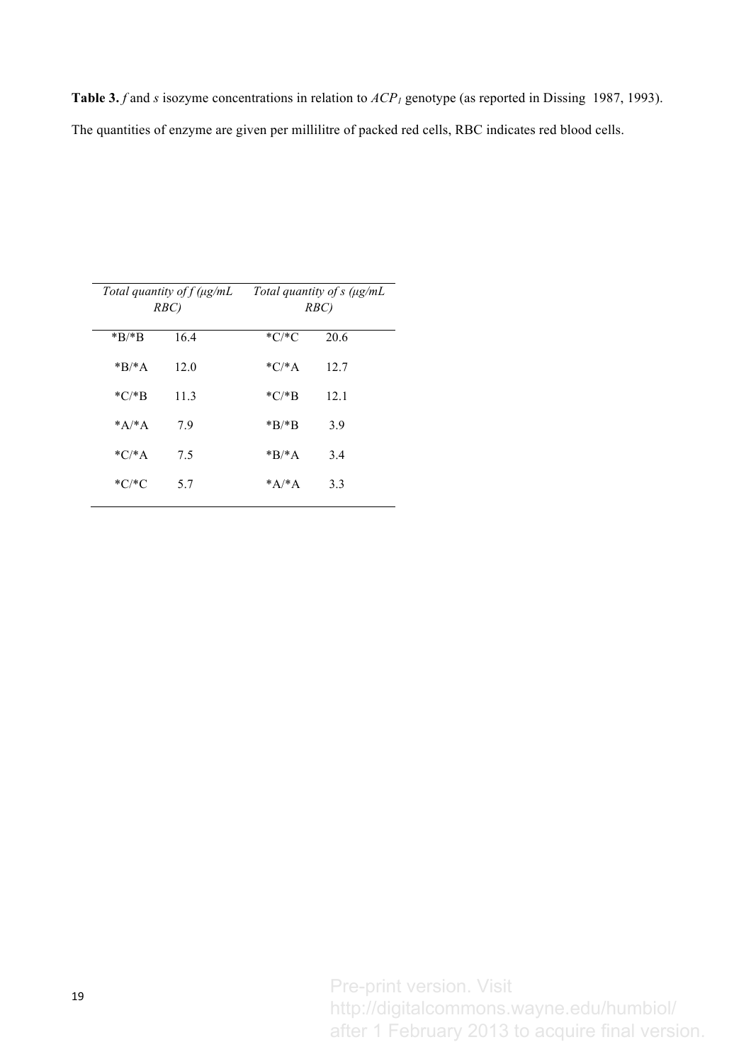**Table 3.** *f* and *s* isozyme concentrations in relation to *ACP*$_1$ genotype (as reported in Dissing 1987, 1993).

The quantities of enzyme are given per millilitre of packed red cells, RBC indicates red blood cells.

| *Total quantity of f (μg/mL RBC)* | | *Total quantity of s (μg/mL RBC)* | |
|---|---|---|---|
| *B/*B | 16.4 | *C/*C | 20.6 |
| *B/*A | 12.0 | *C/*A | 12.7 |
| *C/*B | 11.3 | *C/*B | 12.1 |
| *A/*A | 7.9 | *B/*B | 3.9 |
| *C/*A | 7.5 | *B/*A | 3.4 |
| *C/*C | 5.7 | *A/*A | 3.3 |

Pre-print version. Visit http://digitalcommons.wayne.edu/humbiol/ after 1 February 2013 to acquire final version.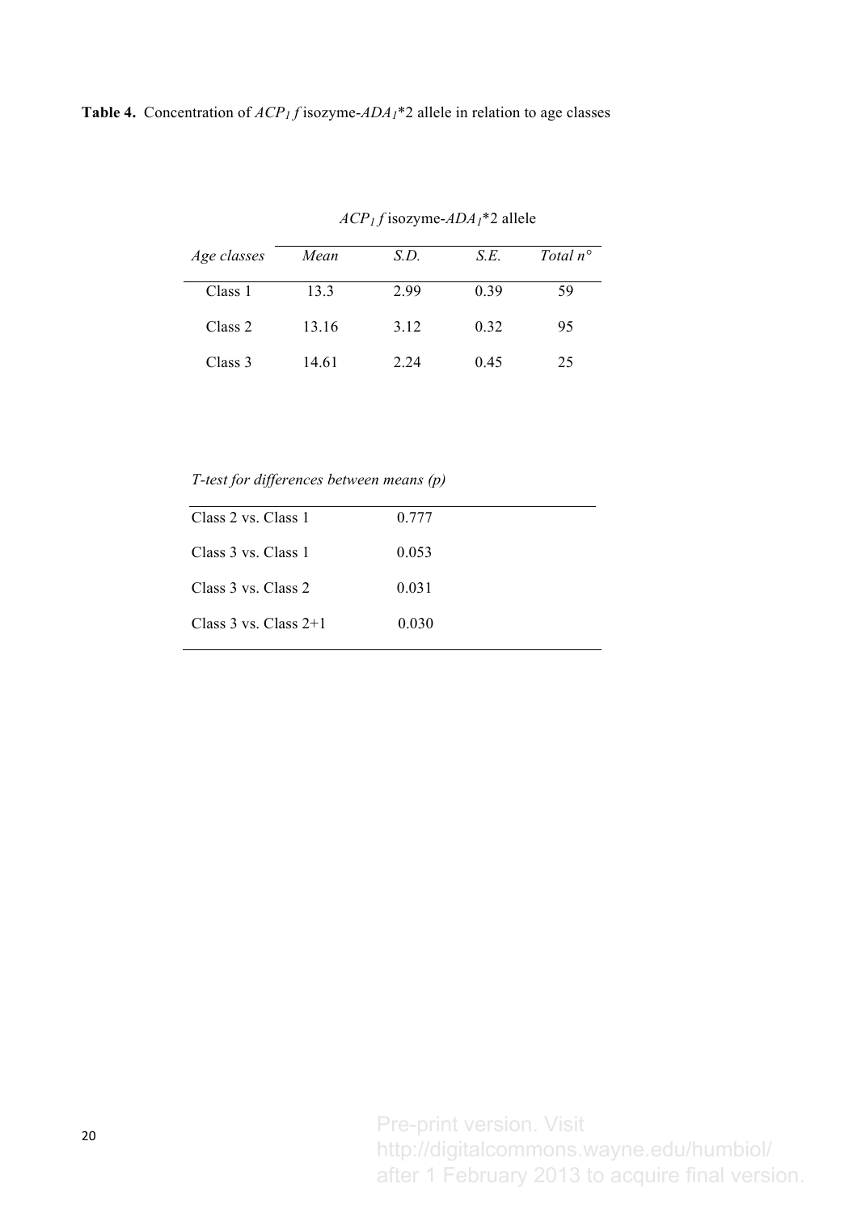**Table 4.** Concentration of $ACP_1$ *f* isozyme-$ADA_1$*2 allele in relation to age classes

| | $ACP_1$ *f* isozyme-$ADA_1$*2 allele | | | |
|---|---|---|---|---|
| *Age classes* | *Mean* | *S.D.* | *S.E.* | *Total n°* |
| Class 1 | 13.3 | 2.99 | 0.39 | 59 |
| Class 2 | 13.16 | 3.12 | 0.32 | 95 |
| Class 3 | 14.61 | 2.24 | 0.45 | 25 |

*T-test for differences between means (p)*

| | |
|---|---|
| Class 2 vs. Class 1 | 0.777 |
| Class 3 vs. Class 1 | 0.053 |
| Class 3 vs. Class 2 | 0.031 |
| Class 3 vs. Class 2+1 | 0.030 |

Pre-print version. Visit http://digitalcommons.wayne.edu/humbiol/ after 1 February 2013 to acquire final version.